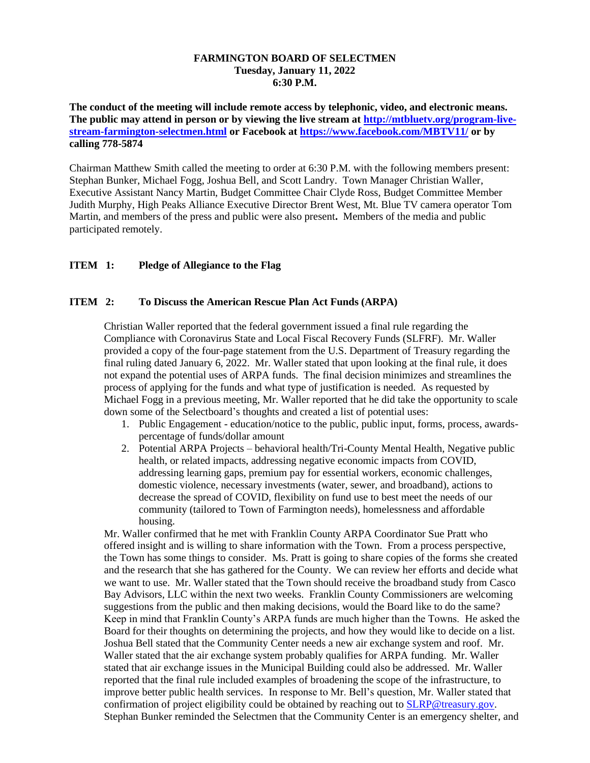**FARMINGTON BOARD OF SELECTMEN**
**Tuesday, January 11, 2022**
**6:30 P.M.**

**The conduct of the meeting will include remote access by telephonic, video, and electronic means. The public may attend in person or by viewing the live stream at [http://mtbluetv.org/program-live-stream-farmington-selectmen.html](http://mtbluetv.org/program-live-stream-farmington-selectmen.html) or Facebook at [https://www.facebook.com/MBTV11/](https://www.facebook.com/MBTV11/) or by calling 778-5874**

Chairman Matthew Smith called the meeting to order at 6:30 P.M. with the following members present: Stephan Bunker, Michael Fogg, Joshua Bell, and Scott Landry. Town Manager Christian Waller, Executive Assistant Nancy Martin, Budget Committee Chair Clyde Ross, Budget Committee Member Judith Murphy, High Peaks Alliance Executive Director Brent West, Mt. Blue TV camera operator Tom Martin, and members of the press and public were also present**.** Members of the media and public participated remotely.

**ITEM 1: Pledge of Allegiance to the Flag**

**ITEM 2: To Discuss the American Rescue Plan Act Funds (ARPA)**

Christian Waller reported that the federal government issued a final rule regarding the Compliance with Coronavirus State and Local Fiscal Recovery Funds (SLFRF). Mr. Waller provided a copy of the four-page statement from the U.S. Department of Treasury regarding the final ruling dated January 6, 2022. Mr. Waller stated that upon looking at the final rule, it does not expand the potential uses of ARPA funds. The final decision minimizes and streamlines the process of applying for the funds and what type of justification is needed. As requested by Michael Fogg in a previous meeting, Mr. Waller reported that he did take the opportunity to scale down some of the Selectboard's thoughts and created a list of potential uses:

1. Public Engagement - education/notice to the public, public input, forms, process, awards-percentage of funds/dollar amount
2. Potential ARPA Projects – behavioral health/Tri-County Mental Health, Negative public health, or related impacts, addressing negative economic impacts from COVID, addressing learning gaps, premium pay for essential workers, economic challenges, domestic violence, necessary investments (water, sewer, and broadband), actions to decrease the spread of COVID, flexibility on fund use to best meet the needs of our community (tailored to Town of Farmington needs), homelessness and affordable housing.

Mr. Waller confirmed that he met with Franklin County ARPA Coordinator Sue Pratt who offered insight and is willing to share information with the Town. From a process perspective, the Town has some things to consider. Ms. Pratt is going to share copies of the forms she created and the research that she has gathered for the County. We can review her efforts and decide what we want to use. Mr. Waller stated that the Town should receive the broadband study from Casco Bay Advisors, LLC within the next two weeks. Franklin County Commissioners are welcoming suggestions from the public and then making decisions, would the Board like to do the same? Keep in mind that Franklin County's ARPA funds are much higher than the Towns. He asked the Board for their thoughts on determining the projects, and how they would like to decide on a list. Joshua Bell stated that the Community Center needs a new air exchange system and roof. Mr. Waller stated that the air exchange system probably qualifies for ARPA funding. Mr. Waller stated that air exchange issues in the Municipal Building could also be addressed. Mr. Waller reported that the final rule included examples of broadening the scope of the infrastructure, to improve better public health services. In response to Mr. Bell's question, Mr. Waller stated that confirmation of project eligibility could be obtained by reaching out to [SLRP@treasury.gov](mailto:SLRP@treasury.gov). Stephan Bunker reminded the Selectmen that the Community Center is an emergency shelter, and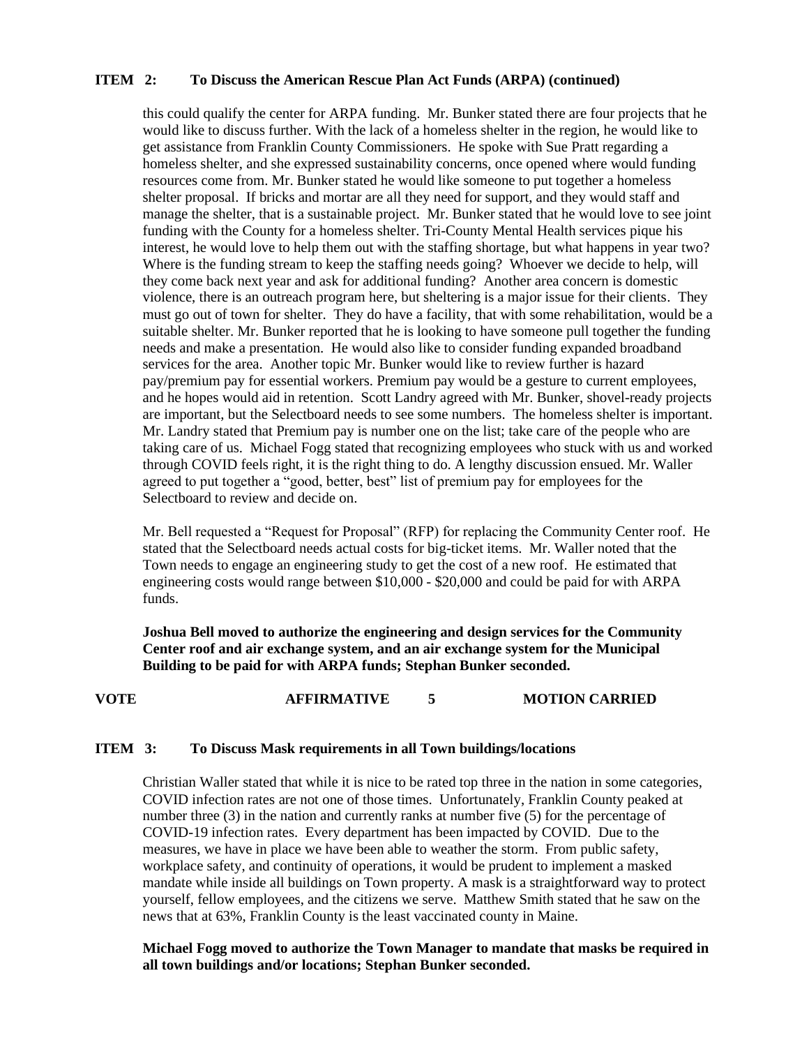**ITEM 2: To Discuss the American Rescue Plan Act Funds (ARPA) (continued)**

this could qualify the center for ARPA funding. Mr. Bunker stated there are four projects that he would like to discuss further. With the lack of a homeless shelter in the region, he would like to get assistance from Franklin County Commissioners. He spoke with Sue Pratt regarding a homeless shelter, and she expressed sustainability concerns, once opened where would funding resources come from. Mr. Bunker stated he would like someone to put together a homeless shelter proposal. If bricks and mortar are all they need for support, and they would staff and manage the shelter, that is a sustainable project. Mr. Bunker stated that he would love to see joint funding with the County for a homeless shelter. Tri-County Mental Health services pique his interest, he would love to help them out with the staffing shortage, but what happens in year two? Where is the funding stream to keep the staffing needs going? Whoever we decide to help, will they come back next year and ask for additional funding? Another area concern is domestic violence, there is an outreach program here, but sheltering is a major issue for their clients. They must go out of town for shelter. They do have a facility, that with some rehabilitation, would be a suitable shelter. Mr. Bunker reported that he is looking to have someone pull together the funding needs and make a presentation. He would also like to consider funding expanded broadband services for the area. Another topic Mr. Bunker would like to review further is hazard pay/premium pay for essential workers. Premium pay would be a gesture to current employees, and he hopes would aid in retention. Scott Landry agreed with Mr. Bunker, shovel-ready projects are important, but the Selectboard needs to see some numbers. The homeless shelter is important. Mr. Landry stated that Premium pay is number one on the list; take care of the people who are taking care of us. Michael Fogg stated that recognizing employees who stuck with us and worked through COVID feels right, it is the right thing to do. A lengthy discussion ensued. Mr. Waller agreed to put together a "good, better, best" list of premium pay for employees for the Selectboard to review and decide on.

Mr. Bell requested a "Request for Proposal" (RFP) for replacing the Community Center roof. He stated that the Selectboard needs actual costs for big-ticket items. Mr. Waller noted that the Town needs to engage an engineering study to get the cost of a new roof. He estimated that engineering costs would range between $10,000 - $20,000 and could be paid for with ARPA funds.

**Joshua Bell moved to authorize the engineering and design services for the Community Center roof and air exchange system, and an air exchange system for the Municipal Building to be paid for with ARPA funds; Stephan Bunker seconded.**

**VOTE AFFIRMATIVE 5 MOTION CARRIED**

**ITEM 3: To Discuss Mask requirements in all Town buildings/locations**

Christian Waller stated that while it is nice to be rated top three in the nation in some categories, COVID infection rates are not one of those times. Unfortunately, Franklin County peaked at number three (3) in the nation and currently ranks at number five (5) for the percentage of COVID-19 infection rates. Every department has been impacted by COVID. Due to the measures, we have in place we have been able to weather the storm. From public safety, workplace safety, and continuity of operations, it would be prudent to implement a masked mandate while inside all buildings on Town property. A mask is a straightforward way to protect yourself, fellow employees, and the citizens we serve. Matthew Smith stated that he saw on the news that at 63%, Franklin County is the least vaccinated county in Maine.

**Michael Fogg moved to authorize the Town Manager to mandate that masks be required in all town buildings and/or locations; Stephan Bunker seconded.**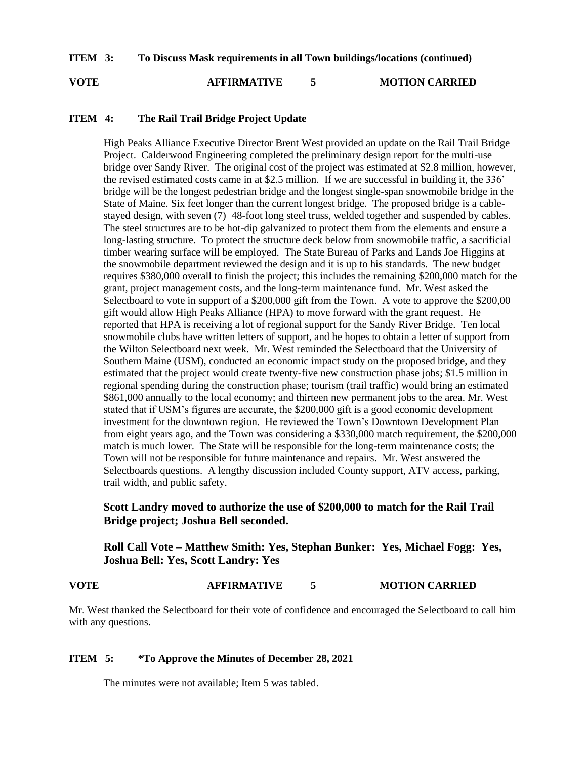**ITEM 3: To Discuss Mask requirements in all Town buildings/locations (continued)**

**VOTE AFFIRMATIVE 5 MOTION CARRIED**

**ITEM 4: The Rail Trail Bridge Project Update**

High Peaks Alliance Executive Director Brent West provided an update on the Rail Trail Bridge Project. Calderwood Engineering completed the preliminary design report for the multi-use bridge over Sandy River. The original cost of the project was estimated at $2.8 million, however, the revised estimated costs came in at $2.5 million. If we are successful in building it, the 336' bridge will be the longest pedestrian bridge and the longest single-span snowmobile bridge in the State of Maine. Six feet longer than the current longest bridge. The proposed bridge is a cable-stayed design, with seven (7) 48-foot long steel truss, welded together and suspended by cables. The steel structures are to be hot-dip galvanized to protect them from the elements and ensure a long-lasting structure. To protect the structure deck below from snowmobile traffic, a sacrificial timber wearing surface will be employed. The State Bureau of Parks and Lands Joe Higgins at the snowmobile department reviewed the design and it is up to his standards. The new budget requires $380,000 overall to finish the project; this includes the remaining $200,000 match for the grant, project management costs, and the long-term maintenance fund. Mr. West asked the Selectboard to vote in support of a $200,000 gift from the Town. A vote to approve the $200,00 gift would allow High Peaks Alliance (HPA) to move forward with the grant request. He reported that HPA is receiving a lot of regional support for the Sandy River Bridge. Ten local snowmobile clubs have written letters of support, and he hopes to obtain a letter of support from the Wilton Selectboard next week. Mr. West reminded the Selectboard that the University of Southern Maine (USM), conducted an economic impact study on the proposed bridge, and they estimated that the project would create twenty-five new construction phase jobs; $1.5 million in regional spending during the construction phase; tourism (trail traffic) would bring an estimated $861,000 annually to the local economy; and thirteen new permanent jobs to the area. Mr. West stated that if USM's figures are accurate, the $200,000 gift is a good economic development investment for the downtown region. He reviewed the Town's Downtown Development Plan from eight years ago, and the Town was considering a $330,000 match requirement, the $200,000 match is much lower. The State will be responsible for the long-term maintenance costs; the Town will not be responsible for future maintenance and repairs. Mr. West answered the Selectboards questions. A lengthy discussion included County support, ATV access, parking, trail width, and public safety.

**Scott Landry moved to authorize the use of $200,000 to match for the Rail Trail Bridge project; Joshua Bell seconded.**

**Roll Call Vote – Matthew Smith: Yes, Stephan Bunker: Yes, Michael Fogg: Yes, Joshua Bell: Yes, Scott Landry: Yes**

**VOTE AFFIRMATIVE 5 MOTION CARRIED**

Mr. West thanked the Selectboard for their vote of confidence and encouraged the Selectboard to call him with any questions.

**ITEM 5: *To Approve the Minutes of December 28, 2021**

The minutes were not available; Item 5 was tabled.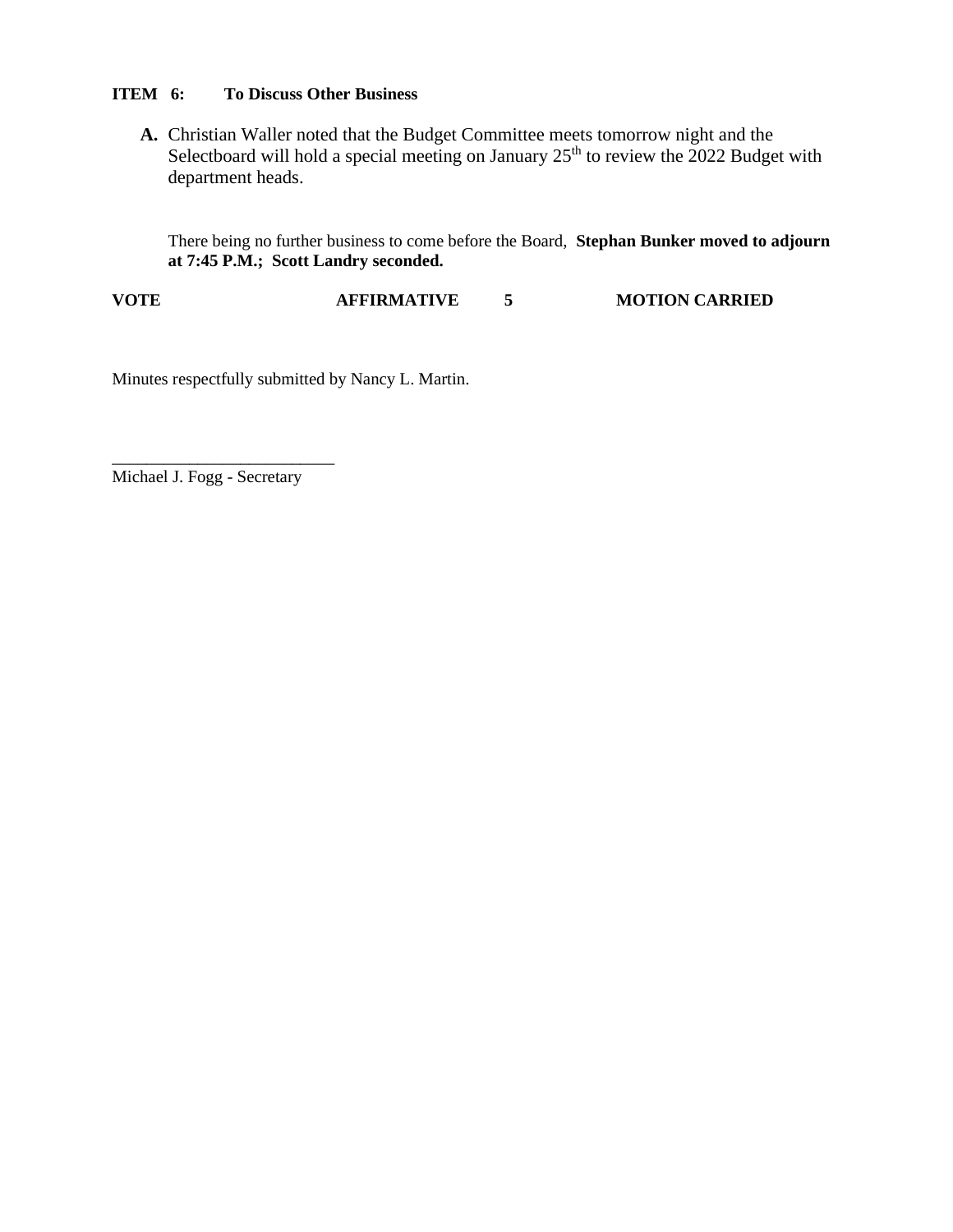**ITEM 6: To Discuss Other Business**

**A.** Christian Waller noted that the Budget Committee meets tomorrow night and the Selectboard will hold a special meeting on January 25th to review the 2022 Budget with department heads.

There being no further business to come before the Board, **Stephan Bunker moved to adjourn at 7:45 P.M.; Scott Landry seconded.**

**VOTE** **AFFIRMATIVE** **5** **MOTION CARRIED**

Minutes respectfully submitted by Nancy L. Martin.

\_\_\_\_\_\_\_\_\_\_\_\_\_\_\_\_\_\_\_\_\_\_\_\_\_\_

Michael J. Fogg - Secretary